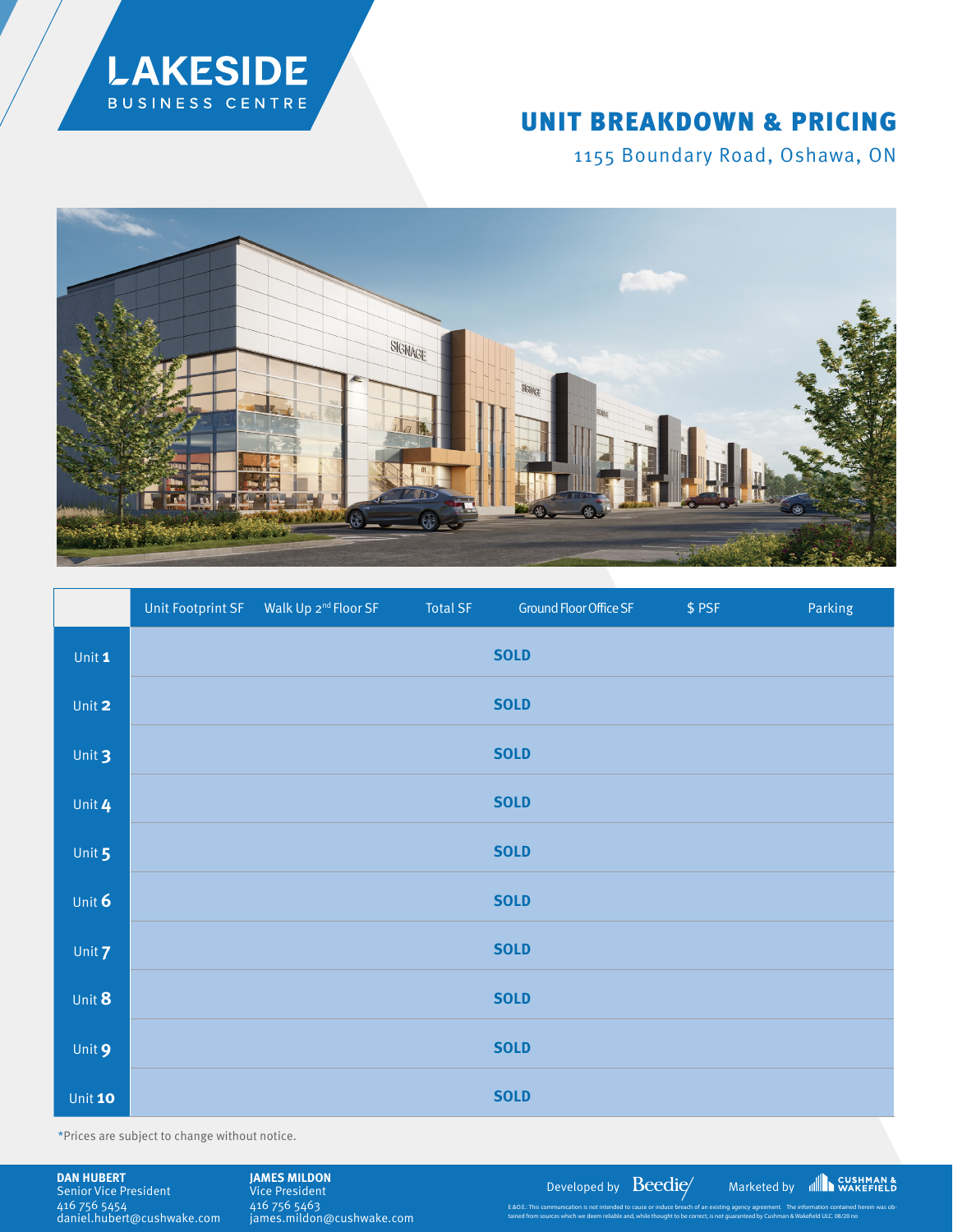# LAKESIDE
BUSINESS CENTRE

## UNIT BREAKDOWN & PRICING

1155 Boundary Road, Oshawa, ON

| | Unit Footprint SF | Walk Up 2nd Floor SF | Total SF | Ground Floor Office SF | $ PSF | Parking |
|---|---|---|---|---|---|---|
| Unit **1** | | | | **SOLD** | | |
| Unit **2** | | | | **SOLD** | | |
| Unit **3** | | | | **SOLD** | | |
| Unit **4** | | | | **SOLD** | | |
| Unit **5** | | | | **SOLD** | | |
| Unit **6** | | | | **SOLD** | | |
| Unit **7** | | | | **SOLD** | | |
| Unit **8** | | | | **SOLD** | | |
| Unit **9** | | | | **SOLD** | | |
| Unit **10** | | | | **SOLD** | | |

*Prices are subject to change without notice.

**DAN HUBERT**
Senior Vice President
416 756 5454
daniel.hubert@cushwake.com

**JAMES MILDON**
Vice President
416 756 5463
james.mildon@cushwake.com

Developed by Beedie

Marketed by CUSHMAN & WAKEFIELD

E.&O.E.: This communication is not intended to cause or induce breach of an existing agency agreement. The information contained herein was obtained from sources which we deem reliable and, while thought to be correct, is not guaranteed by Cushman & Wakefield ULC. 08/20 no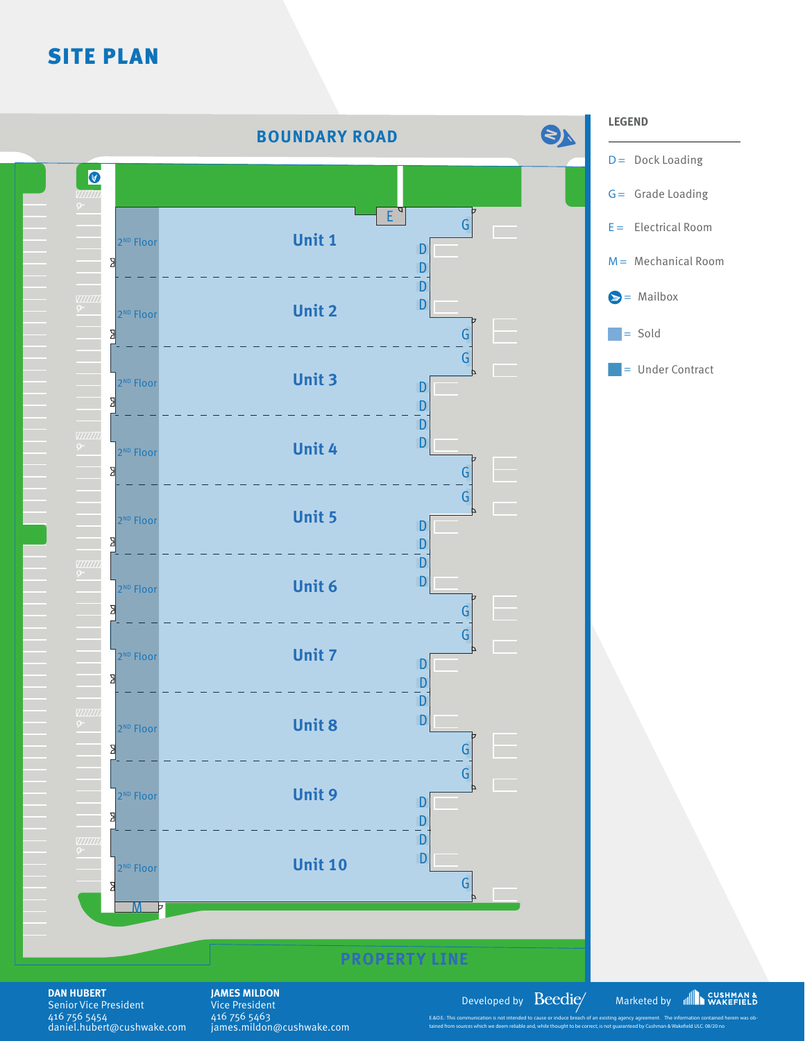# SITE PLAN

BOUNDARY ROAD

Unit 1

Unit 2

Unit 3

Unit 4

Unit 5

Unit 6

Unit 7

Unit 8

Unit 9

Unit 10

2ND Floor

PROPERTY LINE

**LEGEND**

- D = Dock Loading
- G = Grade Loading
- E = Electrical Room
- M = Mechanical Room
- = Mailbox
- = Sold
- = Under Contract

**DAN HUBERT**
Senior Vice President
416 756 5454
daniel.hubert@cushwake.com

**JAMES MILDON**
Vice President
416 756 5463
james.mildon@cushwake.com

Developed by Beedie

Marketed by CUSHMAN & WAKEFIELD

E.&O.E.: This communication is not intended to cause or induce breach of an existing agency agreement. The information contained herein was obtained from sources which we deem reliable and, while thought to be correct, is not guaranteed by Cushman & Wakefield ULC. 08/20 no